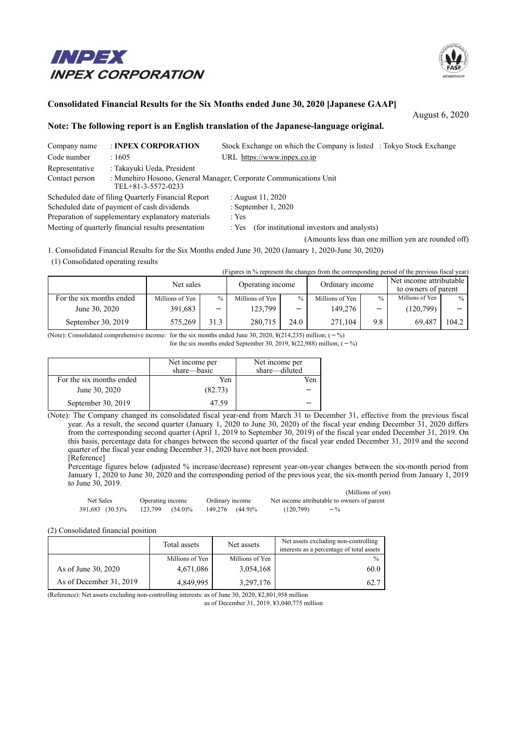INPEX
INPEX CORPORATION

## Consolidated Financial Results for the Six Months ended June 30, 2020 [Japanese GAAP]

August 6, 2020

**Note: The following report is an English translation of the Japanese-language original.**

Company name : **INPEX CORPORATION**
Stock Exchange on which the Company is listed : Tokyo Stock Exchange
Code number : 1605
URL https://www.inpex.co.jp
Representative : Takayuki Ueda, President
Contact person : Munehiro Hosono, General Manager, Corporate Communications Unit
TEL+81-3-5572-0233
Scheduled date of filing Quarterly Financial Report : August 11, 2020
Scheduled date of payment of cash dividends : September 1, 2020
Preparation of supplementary explanatory materials : Yes
Meeting of quarterly financial results presentation : Yes (for institutional investors and analysts)

(Amounts less than one million yen are rounded off)

1. Consolidated Financial Results for the Six Months ended June 30, 2020 (January 1, 2020-June 30, 2020)

(1) Consolidated operating results

(Figures in % represent the changes from the corresponding period of the previous fiscal year)

| | Net sales | | Operating income | | Ordinary income | | Net income attributable to owners of parent | |
|---|---|---|---|---|---|---|---|---|
| For the six months ended | Millions of Yen | % | Millions of Yen | % | Millions of Yen | % | Millions of Yen | % |
| June 30, 2020 | 391,683 | − | 123,799 | − | 149,276 | − | (120,799) | − |
| September 30, 2019 | 575,269 | 31.3 | 280,715 | 24.0 | 271,104 | 9.8 | 69,487 | 104.2 |

(Note): Consolidated comprehensive income: for the six months ended June 30, 2020, ¥(214,235) million; (−%)
for the six months ended September 30, 2019, ¥(22,988) million; (−%)

| | Net income per share—basic | Net income per share—diluted |
|---|---|---|
| For the six months ended | Yen | Yen |
| June 30, 2020 | (82.73) | − |
| September 30, 2019 | 47.59 | − |

(Note): The Company changed its consolidated fiscal year-end from March 31 to December 31, effective from the previous fiscal year. As a result, the second quarter (January 1, 2020 to June 30, 2020) of the fiscal year ending December 31, 2020 differs from the corresponding second quarter (April 1, 2019 to September 30, 2019) of the fiscal year ended December 31, 2019. On this basis, percentage data for changes between the second quarter of the fiscal year ended December 31, 2019 and the second quarter of the fiscal year ending December 31, 2020 have not been provided.
[Reference]
Percentage figures below (adjusted % increase/decrease) represent year-on-year changes between the six-month period from January 1, 2020 to June 30, 2020 and the corresponding period of the previous year, the six-month period from January 1, 2019 to June 30, 2019.

(Millions of yen)

| Net Sales | | Operating income | | Ordinary income | | Net income attributable to owners of parent | |
|---|---|---|---|---|---|---|---|
| 391,683 | (30.5)% | 123,799 | (54.0)% | 149,276 | (44.9)% | (120,799) | −% |

(2) Consolidated financial position

| | Total assets | Net assets | Net assets excluding non-controlling interests as a percentage of total assets |
|---|---|---|---|
| | Millions of Yen | Millions of Yen | % |
| As of June 30, 2020 | 4,671,086 | 3,054,168 | 60.0 |
| As of December 31, 2019 | 4,849,995 | 3,297,176 | 62.7 |

(Reference): Net assets excluding non-controlling interests: as of June 30, 2020, ¥2,801,958 million
as of December 31, 2019, ¥3,040,775 million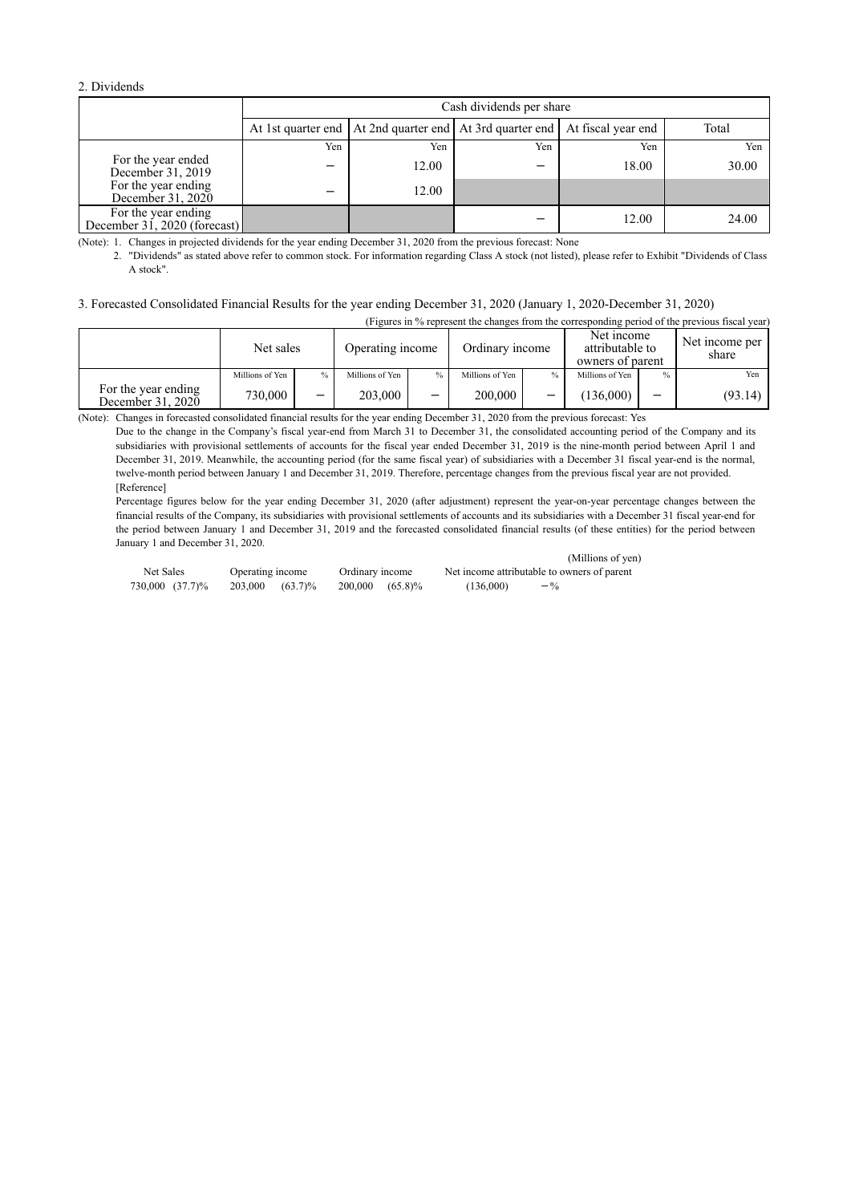2. Dividends

| | Cash dividends per share | | | | |
|---|---|---|---|---|---|
| | At 1st quarter end | At 2nd quarter end | At 3rd quarter end | At fiscal year end | Total |
| | Yen | Yen | Yen | Yen | Yen |
| For the year ended December 31, 2019 | − | 12.00 | − | 18.00 | 30.00 |
| For the year ending December 31, 2020 | − | 12.00 | | | |
| For the year ending December 31, 2020 (forecast) | | | − | 12.00 | 24.00 |

(Note): 1. Changes in projected dividends for the year ending December 31, 2020 from the previous forecast: None

2. "Dividends" as stated above refer to common stock. For information regarding Class A stock (not listed), please refer to Exhibit "Dividends of Class A stock".

3. Forecasted Consolidated Financial Results for the year ending December 31, 2020 (January 1, 2020-December 31, 2020)

(Figures in % represent the changes from the corresponding period of the previous fiscal year)

| | Net sales | | Operating income | | Ordinary income | | Net income attributable to owners of parent | | Net income per share |
|---|---|---|---|---|---|---|---|---|---|
| | Millions of Yen | % | Millions of Yen | % | Millions of Yen | % | Millions of Yen | % | Yen |
| For the year ending December 31, 2020 | 730,000 | − | 203,000 | − | 200,000 | − | (136,000) | − | (93.14) |

(Note): Changes in forecasted consolidated financial results for the year ending December 31, 2020 from the previous forecast: Yes

Due to the change in the Company's fiscal year-end from March 31 to December 31, the consolidated accounting period of the Company and its subsidiaries with provisional settlements of accounts for the fiscal year ended December 31, 2019 is the nine-month period between April 1 and December 31, 2019. Meanwhile, the accounting period (for the same fiscal year) of subsidiaries with a December 31 fiscal year-end is the normal, twelve-month period between January 1 and December 31, 2019. Therefore, percentage changes from the previous fiscal year are not provided.

[Reference]

Percentage figures below for the year ending December 31, 2020 (after adjustment) represent the year-on-year percentage changes between the financial results of the Company, its subsidiaries with provisional settlements of accounts and its subsidiaries with a December 31 fiscal year-end for the period between January 1 and December 31, 2019 and the forecasted consolidated financial results (of these entities) for the period between January 1 and December 31, 2020.

(Millions of yen)

| Net Sales | | Operating income | | Ordinary income | | Net income attributable to owners of parent | |
|---|---|---|---|---|---|---|---|
| 730,000 | (37.7)% | 203,000 | (63.7)% | 200,000 | (65.8)% | (136,000) | −% |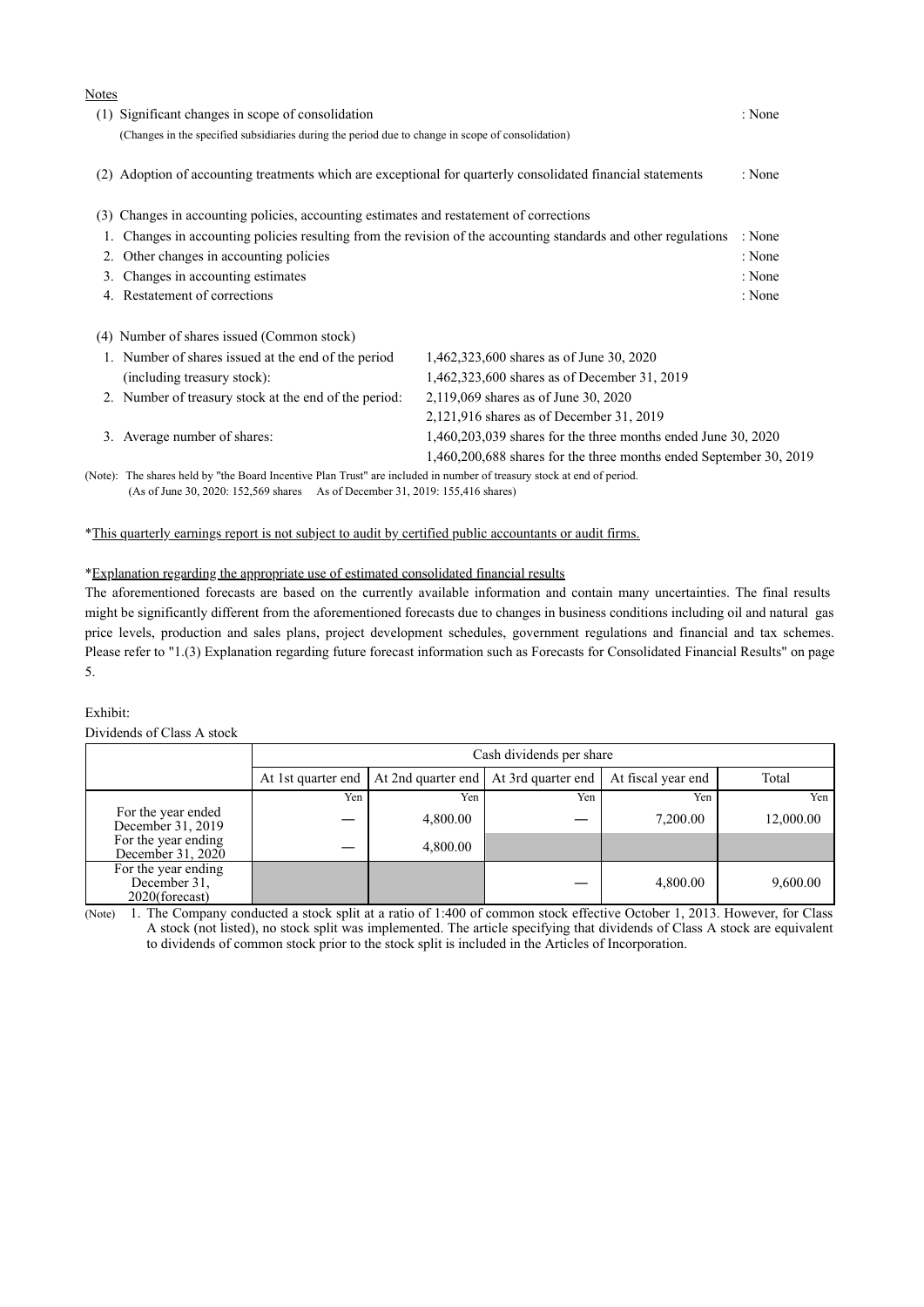Notes

(1) Significant changes in scope of consolidation : None

(Changes in the specified subsidiaries during the period due to change in scope of consolidation)

(2) Adoption of accounting treatments which are exceptional for quarterly consolidated financial statements : None

(3) Changes in accounting policies, accounting estimates and restatement of corrections

1. Changes in accounting policies resulting from the revision of the accounting standards and other regulations : None
2. Other changes in accounting policies : None
3. Changes in accounting estimates : None
4. Restatement of corrections : None

(4) Number of shares issued (Common stock)

| | |
|---|---|
| 1. Number of shares issued at the end of the period (including treasury stock): | 1,462,323,600 shares as of June 30, 2020<br>1,462,323,600 shares as of December 31, 2019 |
| 2. Number of treasury stock at the end of the period: | 2,119,069 shares as of June 30, 2020<br>2,121,916 shares as of December 31, 2019 |
| 3. Average number of shares: | 1,460,203,039 shares for the three months ended June 30, 2020<br>1,460,200,688 shares for the three months ended September 30, 2019 |

(Note): The shares held by "the Board Incentive Plan Trust" are included in number of treasury stock at end of period.
(As of June 30, 2020: 152,569 shares As of December 31, 2019: 155,416 shares)

*This quarterly earnings report is not subject to audit by certified public accountants or audit firms.

*Explanation regarding the appropriate use of estimated consolidated financial results

The aforementioned forecasts are based on the currently available information and contain many uncertainties. The final results might be significantly different from the aforementioned forecasts due to changes in business conditions including oil and natural gas price levels, production and sales plans, project development schedules, government regulations and financial and tax schemes. Please refer to "1.(3) Explanation regarding future forecast information such as Forecasts for Consolidated Financial Results" on page 5.

Exhibit:

Dividends of Class A stock

| | Cash dividends per share | | | | |
|---|---|---|---|---|---|
| | At 1st quarter end | At 2nd quarter end | At 3rd quarter end | At fiscal year end | Total |
| | Yen | Yen | Yen | Yen | Yen |
| For the year ended December 31, 2019 | ― | 4,800.00 | ― | 7,200.00 | 12,000.00 |
| For the year ending December 31, 2020 | ― | 4,800.00 | | | |
| For the year ending December 31, 2020(forecast) | | | ― | 4,800.00 | 9,600.00 |

(Note) 1. The Company conducted a stock split at a ratio of 1:400 of common stock effective October 1, 2013. However, for Class A stock (not listed), no stock split was implemented. The article specifying that dividends of Class A stock are equivalent to dividends of common stock prior to the stock split is included in the Articles of Incorporation.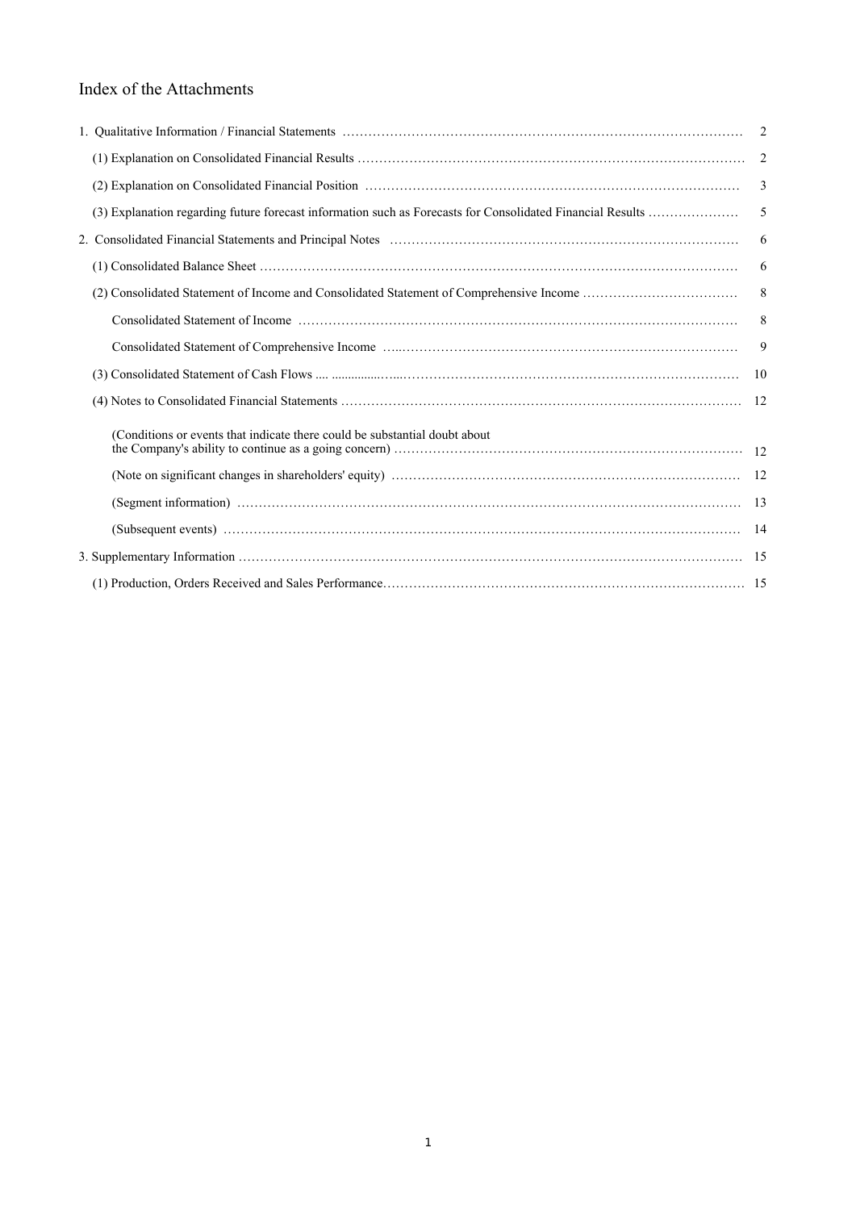# Index of the Attachments

| | |
|---|---|
| 1. Qualitative Information / Financial Statements | 2 |
| (1) Explanation on Consolidated Financial Results | 2 |
| (2) Explanation on Consolidated Financial Position | 3 |
| (3) Explanation regarding future forecast information such as Forecasts for Consolidated Financial Results | 5 |
| 2. Consolidated Financial Statements and Principal Notes | 6 |
| (1) Consolidated Balance Sheet | 6 |
| (2) Consolidated Statement of Income and Consolidated Statement of Comprehensive Income | 8 |
| Consolidated Statement of Income | 8 |
| Consolidated Statement of Comprehensive Income | 9 |
| (3) Consolidated Statement of Cash Flows | 10 |
| (4) Notes to Consolidated Financial Statements | 12 |
| (Conditions or events that indicate there could be substantial doubt about the Company's ability to continue as a going concern) | 12 |
| (Note on significant changes in shareholders' equity) | 12 |
| (Segment information) | 13 |
| (Subsequent events) | 14 |
| 3. Supplementary Information | 15 |
| (1) Production, Orders Received and Sales Performance | 15 |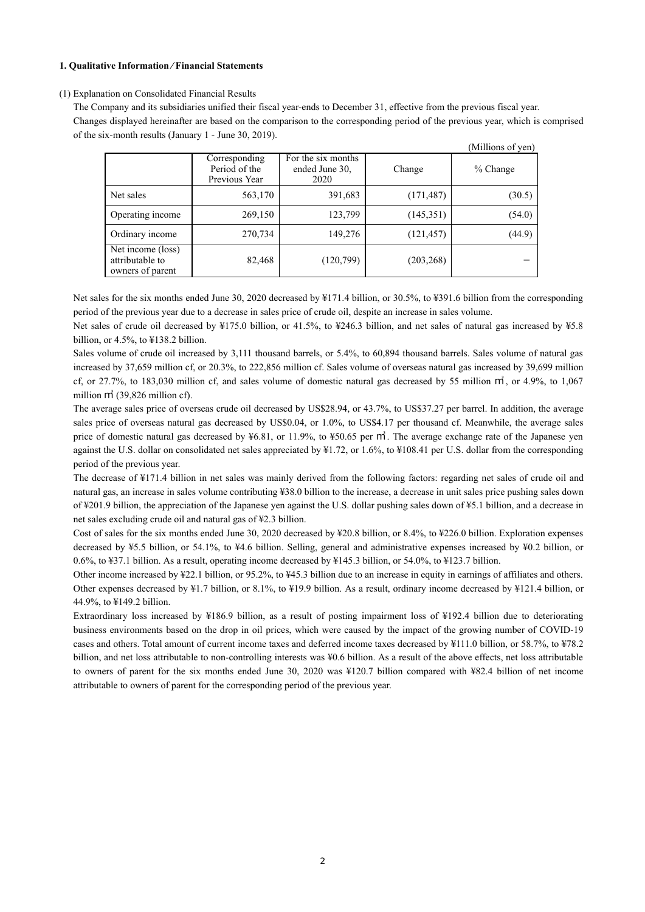**1. Qualitative Information／Financial Statements**

(1) Explanation on Consolidated Financial Results

The Company and its subsidiaries unified their fiscal year-ends to December 31, effective from the previous fiscal year.

Changes displayed hereinafter are based on the comparison to the corresponding period of the previous year, which is comprised of the six-month results (January 1 - June 30, 2019).

(Millions of yen)

| | Corresponding Period of the Previous Year | For the six months ended June 30, 2020 | Change | % Change |
|---|---|---|---|---|
| Net sales | 563,170 | 391,683 | (171,487) | (30.5) |
| Operating income | 269,150 | 123,799 | (145,351) | (54.0) |
| Ordinary income | 270,734 | 149,276 | (121,457) | (44.9) |
| Net income (loss) attributable to owners of parent | 82,468 | (120,799) | (203,268) | － |

Net sales for the six months ended June 30, 2020 decreased by ¥171.4 billion, or 30.5%, to ¥391.6 billion from the corresponding period of the previous year due to a decrease in sales price of crude oil, despite an increase in sales volume.

Net sales of crude oil decreased by ¥175.0 billion, or 41.5%, to ¥246.3 billion, and net sales of natural gas increased by ¥5.8 billion, or 4.5%, to ¥138.2 billion.

Sales volume of crude oil increased by 3,111 thousand barrels, or 5.4%, to 60,894 thousand barrels. Sales volume of natural gas increased by 37,659 million cf, or 20.3%, to 222,856 million cf. Sales volume of overseas natural gas increased by 39,699 million cf, or 27.7%, to 183,030 million cf, and sales volume of domestic natural gas decreased by 55 million ㎥, or 4.9%, to 1,067 million ㎥ (39,826 million cf).

The average sales price of overseas crude oil decreased by US$28.94, or 43.7%, to US$37.27 per barrel. In addition, the average sales price of overseas natural gas decreased by US$0.04, or 1.0%, to US$4.17 per thousand cf. Meanwhile, the average sales price of domestic natural gas decreased by ¥6.81, or 11.9%, to ¥50.65 per ㎥. The average exchange rate of the Japanese yen against the U.S. dollar on consolidated net sales appreciated by ¥1.72, or 1.6%, to ¥108.41 per U.S. dollar from the corresponding period of the previous year.

The decrease of ¥171.4 billion in net sales was mainly derived from the following factors: regarding net sales of crude oil and natural gas, an increase in sales volume contributing ¥38.0 billion to the increase, a decrease in unit sales price pushing sales down of ¥201.9 billion, the appreciation of the Japanese yen against the U.S. dollar pushing sales down of ¥5.1 billion, and a decrease in net sales excluding crude oil and natural gas of ¥2.3 billion.

Cost of sales for the six months ended June 30, 2020 decreased by ¥20.8 billion, or 8.4%, to ¥226.0 billion. Exploration expenses decreased by ¥5.5 billion, or 54.1%, to ¥4.6 billion. Selling, general and administrative expenses increased by ¥0.2 billion, or 0.6%, to ¥37.1 billion. As a result, operating income decreased by ¥145.3 billion, or 54.0%, to ¥123.7 billion.

Other income increased by ¥22.1 billion, or 95.2%, to ¥45.3 billion due to an increase in equity in earnings of affiliates and others. Other expenses decreased by ¥1.7 billion, or 8.1%, to ¥19.9 billion. As a result, ordinary income decreased by ¥121.4 billion, or 44.9%, to ¥149.2 billion.

Extraordinary loss increased by ¥186.9 billion, as a result of posting impairment loss of ¥192.4 billion due to deteriorating business environments based on the drop in oil prices, which were caused by the impact of the growing number of COVID-19 cases and others. Total amount of current income taxes and deferred income taxes decreased by ¥111.0 billion, or 58.7%, to ¥78.2 billion, and net loss attributable to non-controlling interests was ¥0.6 billion. As a result of the above effects, net loss attributable to owners of parent for the six months ended June 30, 2020 was ¥120.7 billion compared with ¥82.4 billion of net income attributable to owners of parent for the corresponding period of the previous year.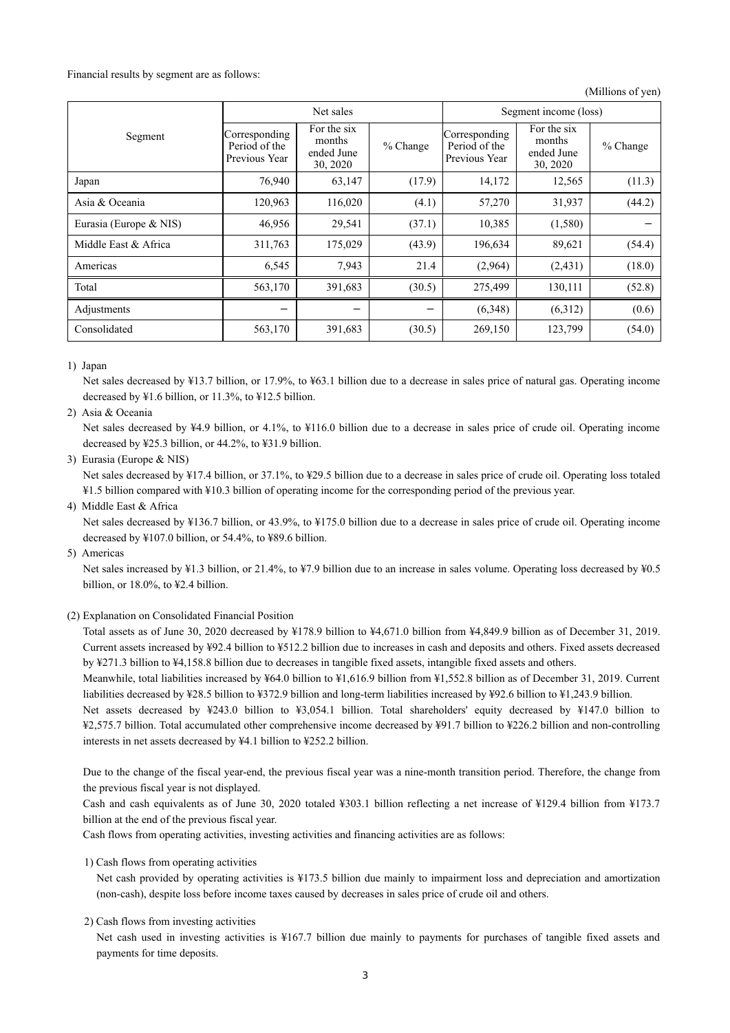Financial results by segment are as follows:

(Millions of yen)

| Segment | Net sales | | | Segment income (loss) | | |
|---|---|---|---|---|---|---|
| | Corresponding Period of the Previous Year | For the six months ended June 30, 2020 | % Change | Corresponding Period of the Previous Year | For the six months ended June 30, 2020 | % Change |
| Japan | 76,940 | 63,147 | (17.9) | 14,172 | 12,565 | (11.3) |
| Asia & Oceania | 120,963 | 116,020 | (4.1) | 57,270 | 31,937 | (44.2) |
| Eurasia (Europe & NIS) | 46,956 | 29,541 | (37.1) | 10,385 | (1,580) | − |
| Middle East & Africa | 311,763 | 175,029 | (43.9) | 196,634 | 89,621 | (54.4) |
| Americas | 6,545 | 7,943 | 21.4 | (2,964) | (2,431) | (18.0) |
| Total | 563,170 | 391,683 | (30.5) | 275,499 | 130,111 | (52.8) |
| Adjustments | − | − | − | (6,348) | (6,312) | (0.6) |
| Consolidated | 563,170 | 391,683 | (30.5) | 269,150 | 123,799 | (54.0) |

1) Japan

Net sales decreased by ¥13.7 billion, or 17.9%, to ¥63.1 billion due to a decrease in sales price of natural gas. Operating income decreased by ¥1.6 billion, or 11.3%, to ¥12.5 billion.

2) Asia & Oceania

Net sales decreased by ¥4.9 billion, or 4.1%, to ¥116.0 billion due to a decrease in sales price of crude oil. Operating income decreased by ¥25.3 billion, or 44.2%, to ¥31.9 billion.

3) Eurasia (Europe & NIS)

Net sales decreased by ¥17.4 billion, or 37.1%, to ¥29.5 billion due to a decrease in sales price of crude oil. Operating loss totaled ¥1.5 billion compared with ¥10.3 billion of operating income for the corresponding period of the previous year.

4) Middle East & Africa

Net sales decreased by ¥136.7 billion, or 43.9%, to ¥175.0 billion due to a decrease in sales price of crude oil. Operating income decreased by ¥107.0 billion, or 54.4%, to ¥89.6 billion.

5) Americas

Net sales increased by ¥1.3 billion, or 21.4%, to ¥7.9 billion due to an increase in sales volume. Operating loss decreased by ¥0.5 billion, or 18.0%, to ¥2.4 billion.

(2) Explanation on Consolidated Financial Position

Total assets as of June 30, 2020 decreased by ¥178.9 billion to ¥4,671.0 billion from ¥4,849.9 billion as of December 31, 2019. Current assets increased by ¥92.4 billion to ¥512.2 billion due to increases in cash and deposits and others. Fixed assets decreased by ¥271.3 billion to ¥4,158.8 billion due to decreases in tangible fixed assets, intangible fixed assets and others.

Meanwhile, total liabilities increased by ¥64.0 billion to ¥1,616.9 billion from ¥1,552.8 billion as of December 31, 2019. Current liabilities decreased by ¥28.5 billion to ¥372.9 billion and long-term liabilities increased by ¥92.6 billion to ¥1,243.9 billion.

Net assets decreased by ¥243.0 billion to ¥3,054.1 billion. Total shareholders' equity decreased by ¥147.0 billion to ¥2,575.7 billion. Total accumulated other comprehensive income decreased by ¥91.7 billion to ¥226.2 billion and non-controlling interests in net assets decreased by ¥4.1 billion to ¥252.2 billion.

Due to the change of the fiscal year-end, the previous fiscal year was a nine-month transition period. Therefore, the change from the previous fiscal year is not displayed.

Cash and cash equivalents as of June 30, 2020 totaled ¥303.1 billion reflecting a net increase of ¥129.4 billion from ¥173.7 billion at the end of the previous fiscal year.

Cash flows from operating activities, investing activities and financing activities are as follows:

1) Cash flows from operating activities

Net cash provided by operating activities is ¥173.5 billion due mainly to impairment loss and depreciation and amortization (non-cash), despite loss before income taxes caused by decreases in sales price of crude oil and others.

2) Cash flows from investing activities

Net cash used in investing activities is ¥167.7 billion due mainly to payments for purchases of tangible fixed assets and payments for time deposits.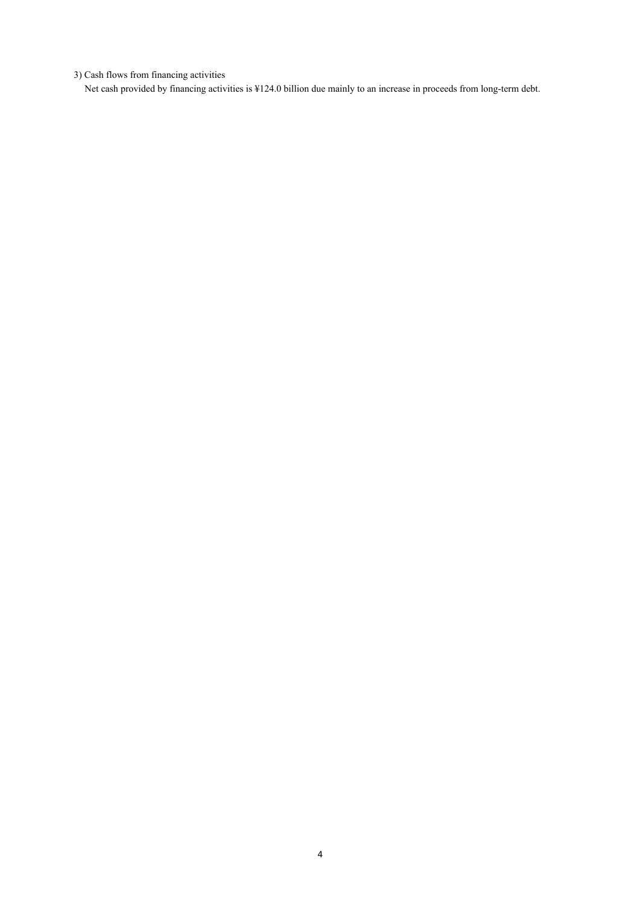3) Cash flows from financing activities

Net cash provided by financing activities is ¥124.0 billion due mainly to an increase in proceeds from long-term debt.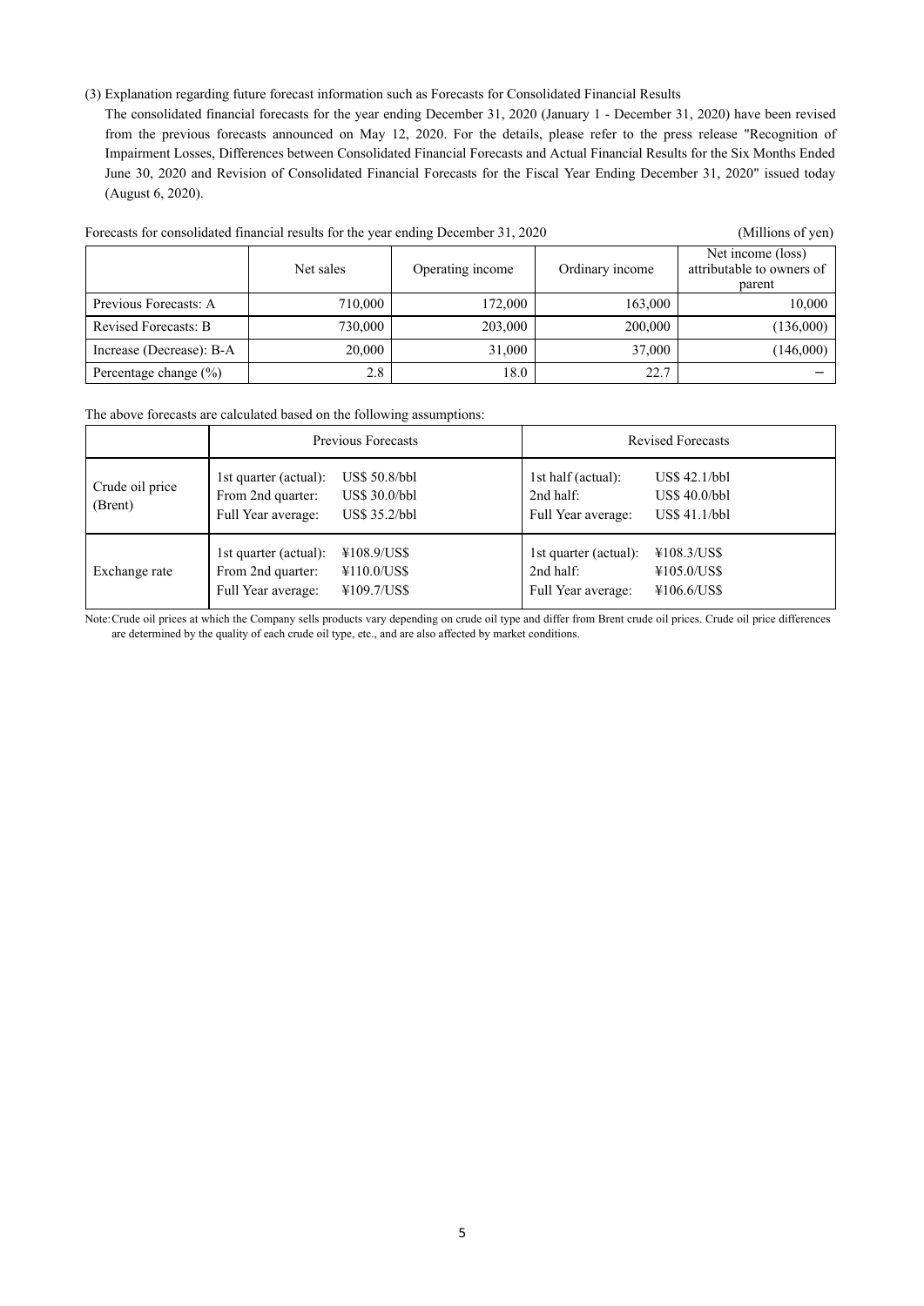### (3) Explanation regarding future forecast information such as Forecasts for Consolidated Financial Results

The consolidated financial forecasts for the year ending December 31, 2020 (January 1 - December 31, 2020) have been revised from the previous forecasts announced on May 12, 2020. For the details, please refer to the press release "Recognition of Impairment Losses, Differences between Consolidated Financial Forecasts and Actual Financial Results for the Six Months Ended June 30, 2020 and Revision of Consolidated Financial Forecasts for the Fiscal Year Ending December 31, 2020" issued today (August 6, 2020).

Forecasts for consolidated financial results for the year ending December 31, 2020 (Millions of yen)

| | Net sales | Operating income | Ordinary income | Net income (loss) attributable to owners of parent |
|---|---|---|---|---|
| Previous Forecasts: A | 710,000 | 172,000 | 163,000 | 10,000 |
| Revised Forecasts: B | 730,000 | 203,000 | 200,000 | (136,000) |
| Increase (Decrease): B-A | 20,000 | 31,000 | 37,000 | (146,000) |
| Percentage change (%) | 2.8 | 18.0 | 22.7 | − |

The above forecasts are calculated based on the following assumptions:

| | Previous Forecasts | | Revised Forecasts | |
|---|---|---|---|---|
| Crude oil price (Brent) | 1st quarter (actual):<br>From 2nd quarter:<br>Full Year average: | US$ 50.8/bbl<br>US$ 30.0/bbl<br>US$ 35.2/bbl | 1st half (actual):<br>2nd half:<br>Full Year average: | US$ 42.1/bbl<br>US$ 40.0/bbl<br>US$ 41.1/bbl |
| Exchange rate | 1st quarter (actual):<br>From 2nd quarter:<br>Full Year average: | ¥108.9/US$<br>¥110.0/US$<br>¥109.7/US$ | 1st quarter (actual):<br>2nd half:<br>Full Year average: | ¥108.3/US$<br>¥105.0/US$<br>¥106.6/US$ |

Note: Crude oil prices at which the Company sells products vary depending on crude oil type and differ from Brent crude oil prices. Crude oil price differences are determined by the quality of each crude oil type, etc., and are also affected by market conditions.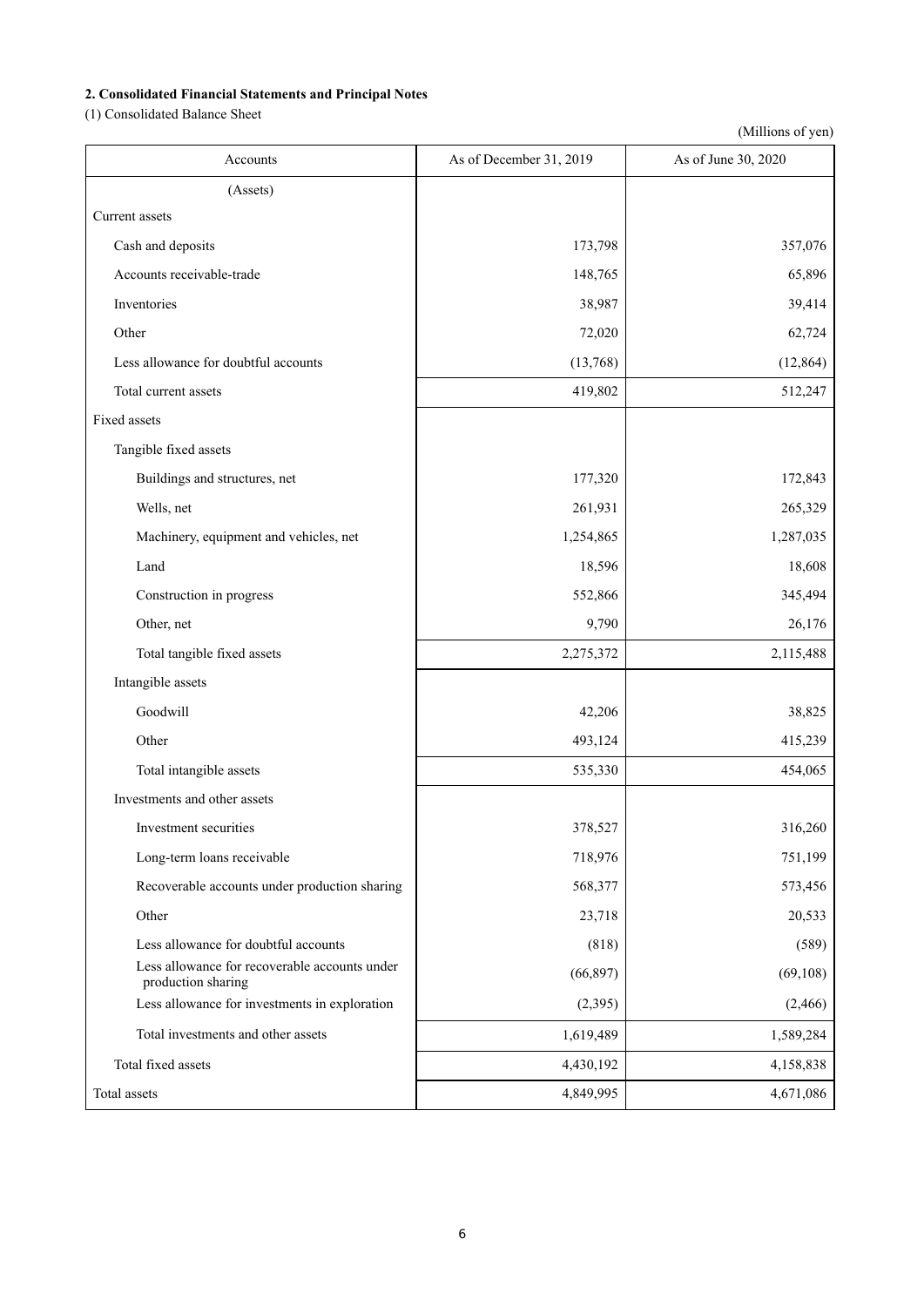## 2. Consolidated Financial Statements and Principal Notes

(1) Consolidated Balance Sheet

(Millions of yen)

| Accounts | As of December 31, 2019 | As of June 30, 2020 |
|---|---|---|
| (Assets) | | |
| Current assets | | |
| Cash and deposits | 173,798 | 357,076 |
| Accounts receivable-trade | 148,765 | 65,896 |
| Inventories | 38,987 | 39,414 |
| Other | 72,020 | 62,724 |
| Less allowance for doubtful accounts | (13,768) | (12,864) |
| Total current assets | 419,802 | 512,247 |
| Fixed assets | | |
| Tangible fixed assets | | |
| Buildings and structures, net | 177,320 | 172,843 |
| Wells, net | 261,931 | 265,329 |
| Machinery, equipment and vehicles, net | 1,254,865 | 1,287,035 |
| Land | 18,596 | 18,608 |
| Construction in progress | 552,866 | 345,494 |
| Other, net | 9,790 | 26,176 |
| Total tangible fixed assets | 2,275,372 | 2,115,488 |
| Intangible assets | | |
| Goodwill | 42,206 | 38,825 |
| Other | 493,124 | 415,239 |
| Total intangible assets | 535,330 | 454,065 |
| Investments and other assets | | |
| Investment securities | 378,527 | 316,260 |
| Long-term loans receivable | 718,976 | 751,199 |
| Recoverable accounts under production sharing | 568,377 | 573,456 |
| Other | 23,718 | 20,533 |
| Less allowance for doubtful accounts | (818) | (589) |
| Less allowance for recoverable accounts under production sharing | (66,897) | (69,108) |
| Less allowance for investments in exploration | (2,395) | (2,466) |
| Total investments and other assets | 1,619,489 | 1,589,284 |
| Total fixed assets | 4,430,192 | 4,158,838 |
| Total assets | 4,849,995 | 4,671,086 |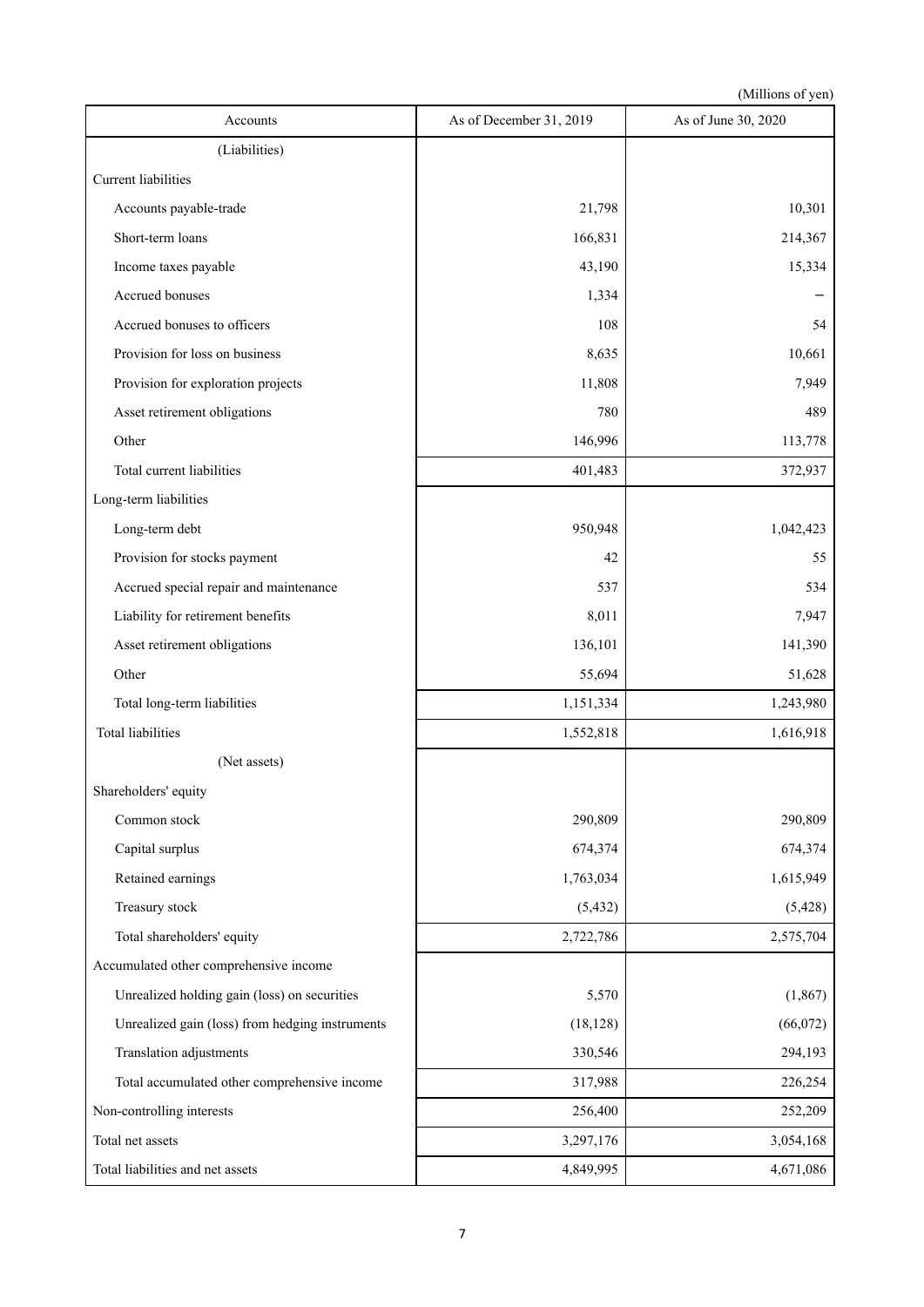(Millions of yen)

| Accounts | As of December 31, 2019 | As of June 30, 2020 |
|---|---|---|
| (Liabilities) | | |
| Current liabilities | | |
| Accounts payable-trade | 21,798 | 10,301 |
| Short-term loans | 166,831 | 214,367 |
| Income taxes payable | 43,190 | 15,334 |
| Accrued bonuses | 1,334 | − |
| Accrued bonuses to officers | 108 | 54 |
| Provision for loss on business | 8,635 | 10,661 |
| Provision for exploration projects | 11,808 | 7,949 |
| Asset retirement obligations | 780 | 489 |
| Other | 146,996 | 113,778 |
| Total current liabilities | 401,483 | 372,937 |
| Long-term liabilities | | |
| Long-term debt | 950,948 | 1,042,423 |
| Provision for stocks payment | 42 | 55 |
| Accrued special repair and maintenance | 537 | 534 |
| Liability for retirement benefits | 8,011 | 7,947 |
| Asset retirement obligations | 136,101 | 141,390 |
| Other | 55,694 | 51,628 |
| Total long-term liabilities | 1,151,334 | 1,243,980 |
| Total liabilities | 1,552,818 | 1,616,918 |
| (Net assets) | | |
| Shareholders' equity | | |
| Common stock | 290,809 | 290,809 |
| Capital surplus | 674,374 | 674,374 |
| Retained earnings | 1,763,034 | 1,615,949 |
| Treasury stock | (5,432) | (5,428) |
| Total shareholders' equity | 2,722,786 | 2,575,704 |
| Accumulated other comprehensive income | | |
| Unrealized holding gain (loss) on securities | 5,570 | (1,867) |
| Unrealized gain (loss) from hedging instruments | (18,128) | (66,072) |
| Translation adjustments | 330,546 | 294,193 |
| Total accumulated other comprehensive income | 317,988 | 226,254 |
| Non-controlling interests | 256,400 | 252,209 |
| Total net assets | 3,297,176 | 3,054,168 |
| Total liabilities and net assets | 4,849,995 | 4,671,086 |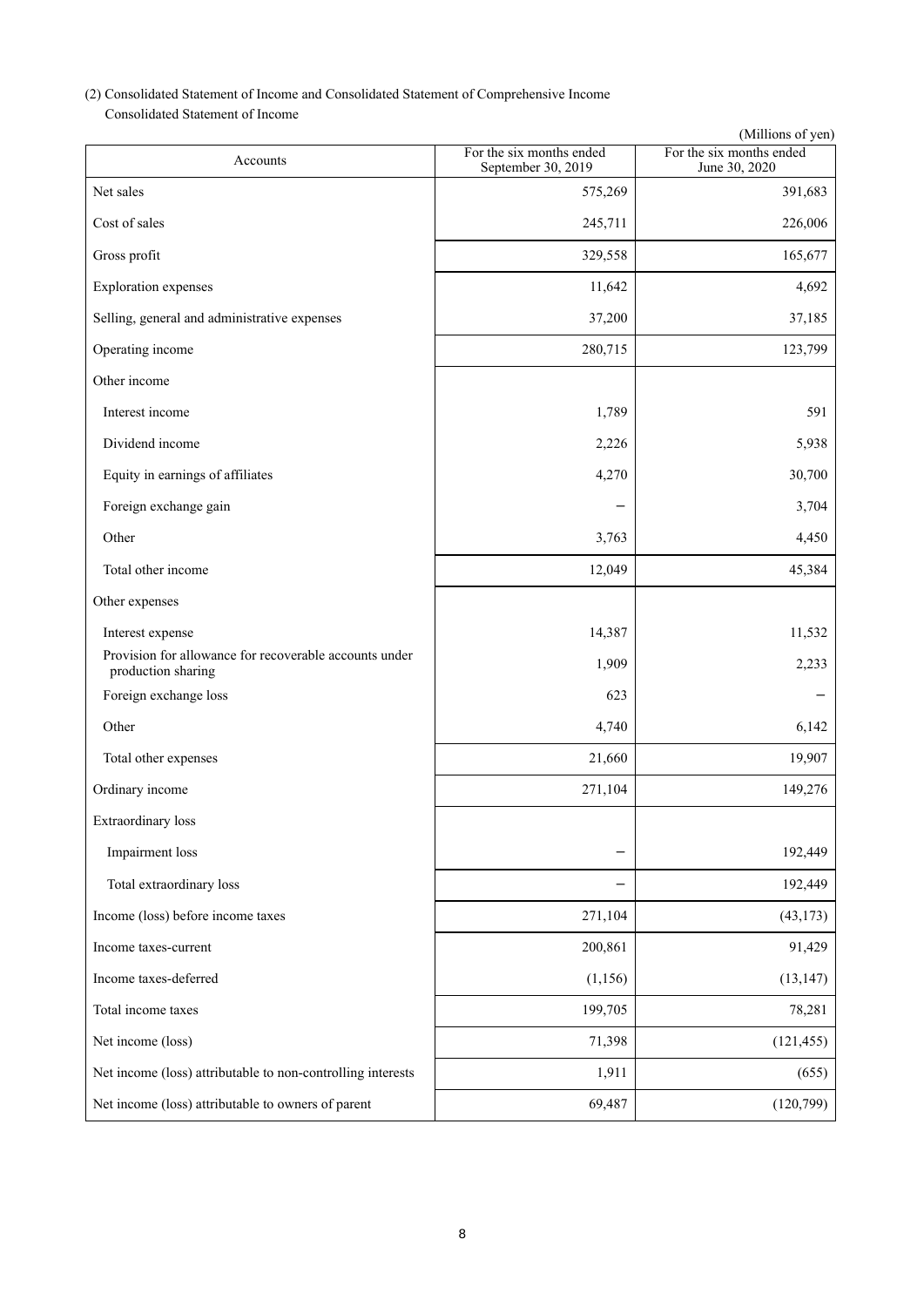(2) Consolidated Statement of Income and Consolidated Statement of Comprehensive Income

Consolidated Statement of Income

(Millions of yen)

| Accounts | For the six months ended September 30, 2019 | For the six months ended June 30, 2020 |
|---|---|---|
| Net sales | 575,269 | 391,683 |
| Cost of sales | 245,711 | 226,006 |
| Gross profit | 329,558 | 165,677 |
| Exploration expenses | 11,642 | 4,692 |
| Selling, general and administrative expenses | 37,200 | 37,185 |
| Operating income | 280,715 | 123,799 |
| Other income | | |
| Interest income | 1,789 | 591 |
| Dividend income | 2,226 | 5,938 |
| Equity in earnings of affiliates | 4,270 | 30,700 |
| Foreign exchange gain | − | 3,704 |
| Other | 3,763 | 4,450 |
| Total other income | 12,049 | 45,384 |
| Other expenses | | |
| Interest expense | 14,387 | 11,532 |
| Provision for allowance for recoverable accounts under production sharing | 1,909 | 2,233 |
| Foreign exchange loss | 623 | − |
| Other | 4,740 | 6,142 |
| Total other expenses | 21,660 | 19,907 |
| Ordinary income | 271,104 | 149,276 |
| Extraordinary loss | | |
| Impairment loss | − | 192,449 |
| Total extraordinary loss | − | 192,449 |
| Income (loss) before income taxes | 271,104 | (43,173) |
| Income taxes-current | 200,861 | 91,429 |
| Income taxes-deferred | (1,156) | (13,147) |
| Total income taxes | 199,705 | 78,281 |
| Net income (loss) | 71,398 | (121,455) |
| Net income (loss) attributable to non-controlling interests | 1,911 | (655) |
| Net income (loss) attributable to owners of parent | 69,487 | (120,799) |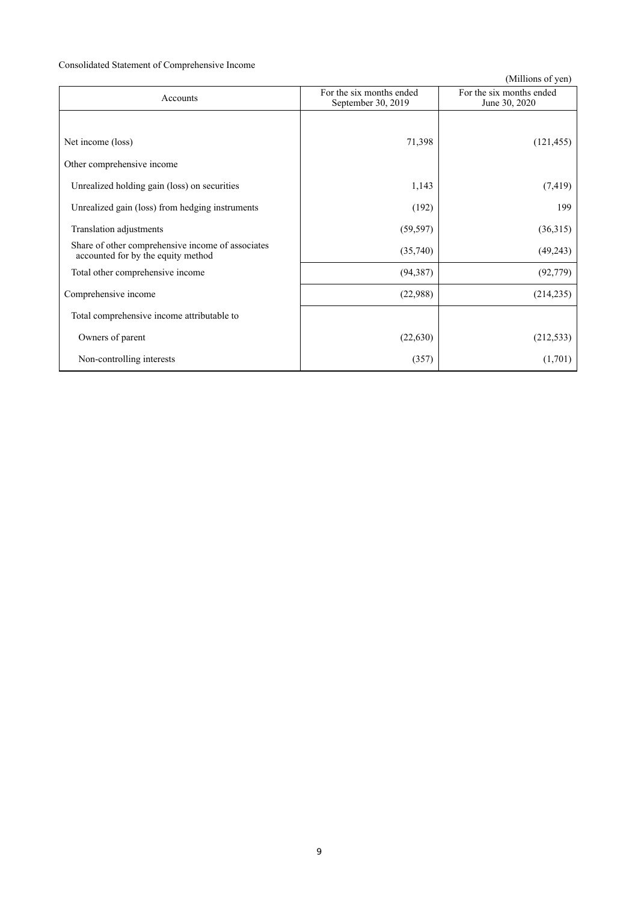Consolidated Statement of Comprehensive Income

(Millions of yen)

| Accounts | For the six months ended September 30, 2019 | For the six months ended June 30, 2020 |
|---|---|---|
| Net income (loss) | 71,398 | (121,455) |
| Other comprehensive income | | |
| Unrealized holding gain (loss) on securities | 1,143 | (7,419) |
| Unrealized gain (loss) from hedging instruments | (192) | 199 |
| Translation adjustments | (59,597) | (36,315) |
| Share of other comprehensive income of associates accounted for by the equity method | (35,740) | (49,243) |
| Total other comprehensive income | (94,387) | (92,779) |
| Comprehensive income | (22,988) | (214,235) |
| Total comprehensive income attributable to | | |
| Owners of parent | (22,630) | (212,533) |
| Non-controlling interests | (357) | (1,701) |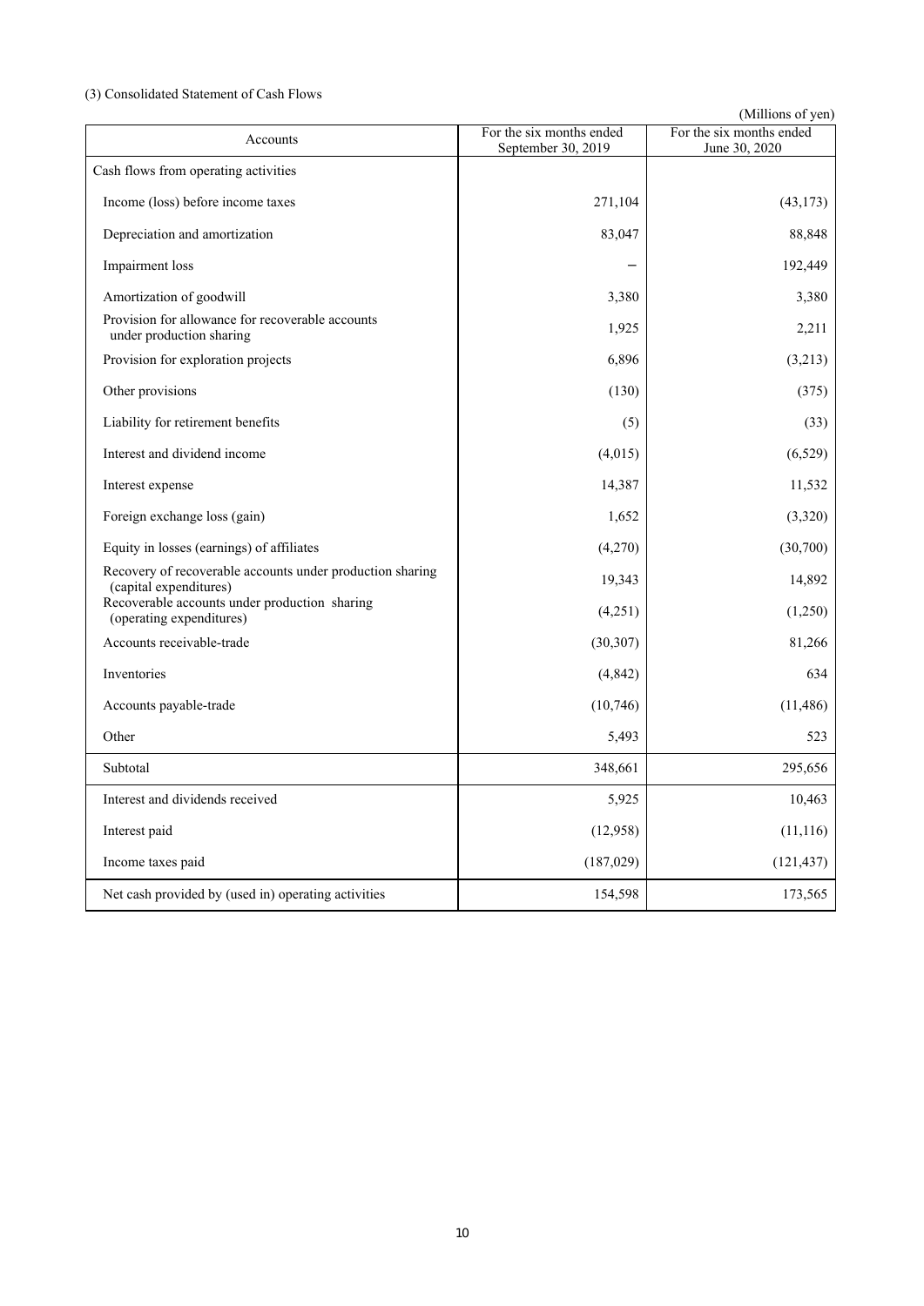(3) Consolidated Statement of Cash Flows

(Millions of yen)

| Accounts | For the six months ended September 30, 2019 | For the six months ended June 30, 2020 |
|---|---|---|
| Cash flows from operating activities | | |
| Income (loss) before income taxes | 271,104 | (43,173) |
| Depreciation and amortization | 83,047 | 88,848 |
| Impairment loss | – | 192,449 |
| Amortization of goodwill | 3,380 | 3,380 |
| Provision for allowance for recoverable accounts under production sharing | 1,925 | 2,211 |
| Provision for exploration projects | 6,896 | (3,213) |
| Other provisions | (130) | (375) |
| Liability for retirement benefits | (5) | (33) |
| Interest and dividend income | (4,015) | (6,529) |
| Interest expense | 14,387 | 11,532 |
| Foreign exchange loss (gain) | 1,652 | (3,320) |
| Equity in losses (earnings) of affiliates | (4,270) | (30,700) |
| Recovery of recoverable accounts under production sharing (capital expenditures) | 19,343 | 14,892 |
| Recoverable accounts under production sharing (operating expenditures) | (4,251) | (1,250) |
| Accounts receivable-trade | (30,307) | 81,266 |
| Inventories | (4,842) | 634 |
| Accounts payable-trade | (10,746) | (11,486) |
| Other | 5,493 | 523 |
| Subtotal | 348,661 | 295,656 |
| Interest and dividends received | 5,925 | 10,463 |
| Interest paid | (12,958) | (11,116) |
| Income taxes paid | (187,029) | (121,437) |
| Net cash provided by (used in) operating activities | 154,598 | 173,565 |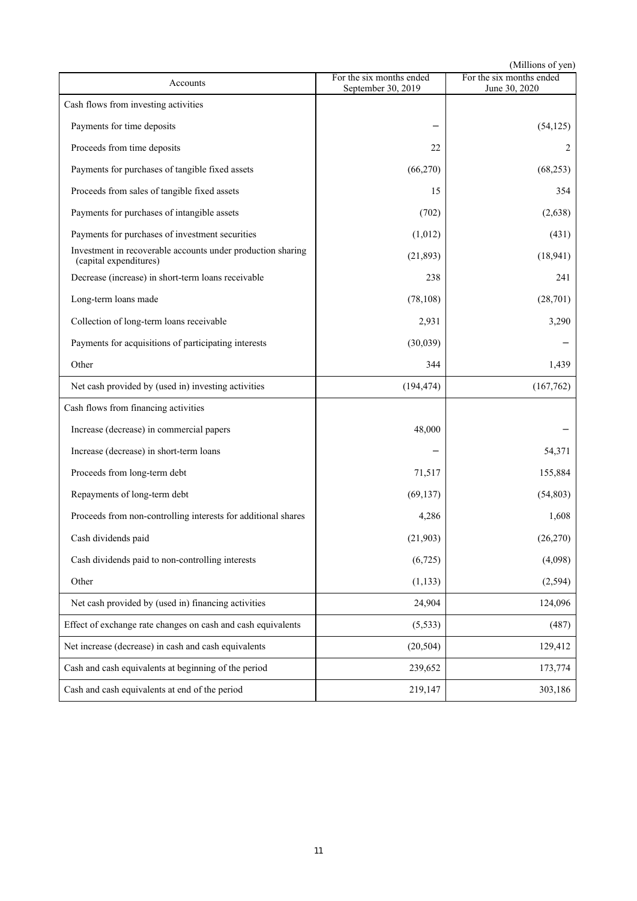(Millions of yen)

| Accounts | For the six months ended September 30, 2019 | For the six months ended June 30, 2020 |
|---|---|---|
| Cash flows from investing activities | | |
| Payments for time deposits | − | (54,125) |
| Proceeds from time deposits | 22 | 2 |
| Payments for purchases of tangible fixed assets | (66,270) | (68,253) |
| Proceeds from sales of tangible fixed assets | 15 | 354 |
| Payments for purchases of intangible assets | (702) | (2,638) |
| Payments for purchases of investment securities | (1,012) | (431) |
| Investment in recoverable accounts under production sharing (capital expenditures) | (21,893) | (18,941) |
| Decrease (increase) in short-term loans receivable | 238 | 241 |
| Long-term loans made | (78,108) | (28,701) |
| Collection of long-term loans receivable | 2,931 | 3,290 |
| Payments for acquisitions of participating interests | (30,039) | − |
| Other | 344 | 1,439 |
| Net cash provided by (used in) investing activities | (194,474) | (167,762) |
| Cash flows from financing activities | | |
| Increase (decrease) in commercial papers | 48,000 | − |
| Increase (decrease) in short-term loans | − | 54,371 |
| Proceeds from long-term debt | 71,517 | 155,884 |
| Repayments of long-term debt | (69,137) | (54,803) |
| Proceeds from non-controlling interests for additional shares | 4,286 | 1,608 |
| Cash dividends paid | (21,903) | (26,270) |
| Cash dividends paid to non-controlling interests | (6,725) | (4,098) |
| Other | (1,133) | (2,594) |
| Net cash provided by (used in) financing activities | 24,904 | 124,096 |
| Effect of exchange rate changes on cash and cash equivalents | (5,533) | (487) |
| Net increase (decrease) in cash and cash equivalents | (20,504) | 129,412 |
| Cash and cash equivalents at beginning of the period | 239,652 | 173,774 |
| Cash and cash equivalents at end of the period | 219,147 | 303,186 |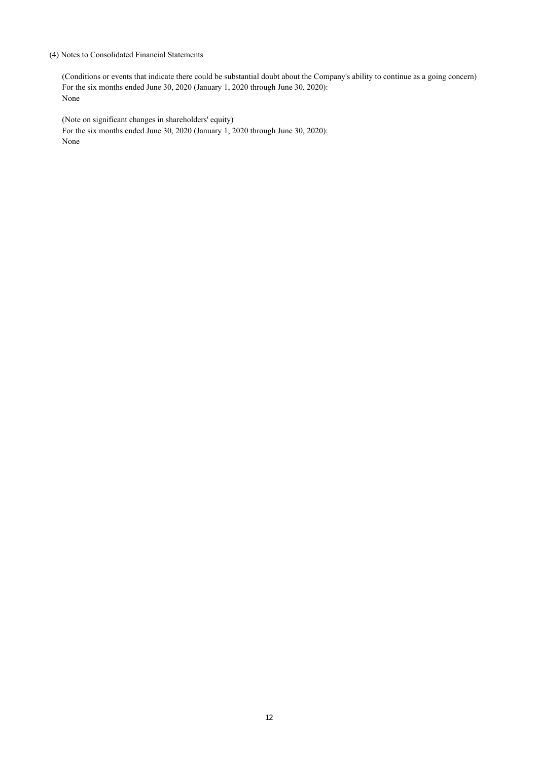### (4) Notes to Consolidated Financial Statements

(Conditions or events that indicate there could be substantial doubt about the Company's ability to continue as a going concern)

For the six months ended June 30, 2020 (January 1, 2020 through June 30, 2020):

None

(Note on significant changes in shareholders' equity)

For the six months ended June 30, 2020 (January 1, 2020 through June 30, 2020):

None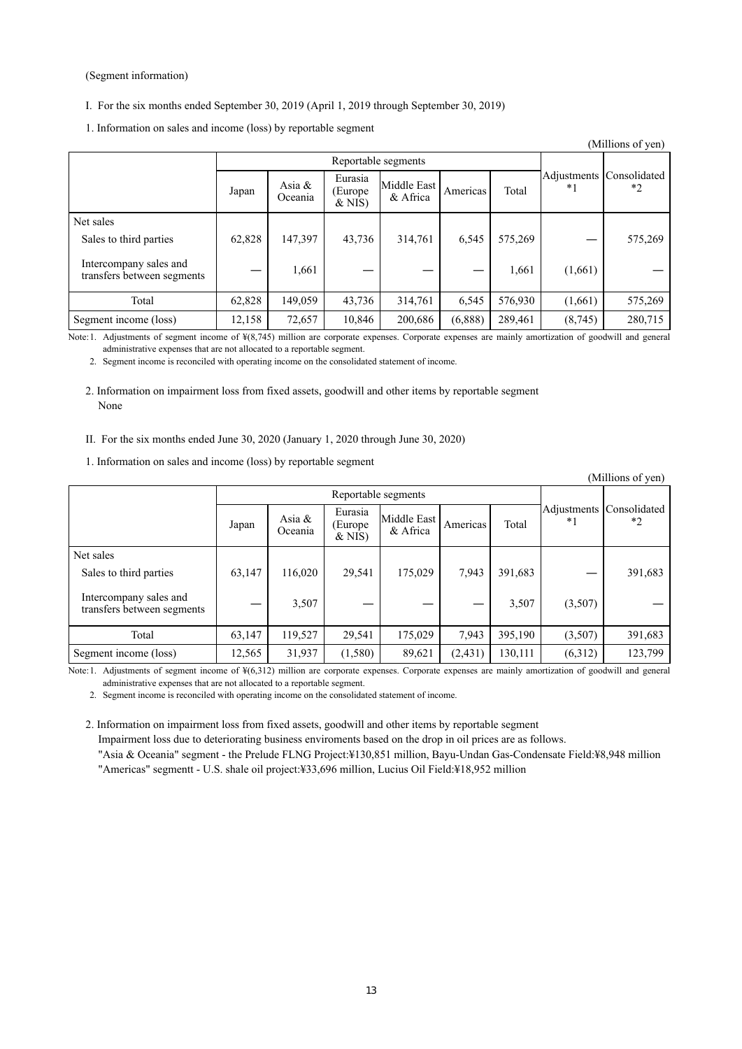(Segment information)

I. For the six months ended September 30, 2019 (April 1, 2019 through September 30, 2019)

1. Information on sales and income (loss) by reportable segment

(Millions of yen)

| | Reportable segments | | | | | | Adjustments *1 | Consolidated *2 |
|---|---|---|---|---|---|---|---|---|
| | Japan | Asia & Oceania | Eurasia (Europe & NIS) | Middle East & Africa | Americas | Total | | |
| Net sales | | | | | | | | |
| Sales to third parties | 62,828 | 147,397 | 43,736 | 314,761 | 6,545 | 575,269 | — | 575,269 |
| Intercompany sales and transfers between segments | — | 1,661 | — | — | — | 1,661 | (1,661) | — |
| Total | 62,828 | 149,059 | 43,736 | 314,761 | 6,545 | 576,930 | (1,661) | 575,269 |
| Segment income (loss) | 12,158 | 72,657 | 10,846 | 200,686 | (6,888) | 289,461 | (8,745) | 280,715 |

Note: 1. Adjustments of segment income of ¥(8,745) million are corporate expenses. Corporate expenses are mainly amortization of goodwill and general administrative expenses that are not allocated to a reportable segment.

2. Segment income is reconciled with operating income on the consolidated statement of income.

2. Information on impairment loss from fixed assets, goodwill and other items by reportable segment
None

II. For the six months ended June 30, 2020 (January 1, 2020 through June 30, 2020)

1. Information on sales and income (loss) by reportable segment

(Millions of yen)

| | Reportable segments | | | | | | Adjustments *1 | Consolidated *2 |
|---|---|---|---|---|---|---|---|---|
| | Japan | Asia & Oceania | Eurasia (Europe & NIS) | Middle East & Africa | Americas | Total | | |
| Net sales | | | | | | | | |
| Sales to third parties | 63,147 | 116,020 | 29,541 | 175,029 | 7,943 | 391,683 | — | 391,683 |
| Intercompany sales and transfers between segments | — | 3,507 | — | — | — | 3,507 | (3,507) | — |
| Total | 63,147 | 119,527 | 29,541 | 175,029 | 7,943 | 395,190 | (3,507) | 391,683 |
| Segment income (loss) | 12,565 | 31,937 | (1,580) | 89,621 | (2,431) | 130,111 | (6,312) | 123,799 |

Note: 1. Adjustments of segment income of ¥(6,312) million are corporate expenses. Corporate expenses are mainly amortization of goodwill and general administrative expenses that are not allocated to a reportable segment.

2. Segment income is reconciled with operating income on the consolidated statement of income.

2. Information on impairment loss from fixed assets, goodwill and other items by reportable segment
Impairment loss due to deteriorating business enviroments based on the drop in oil prices are as follows.
"Asia & Oceania" segment - the Prelude FLNG Project:¥130,851 million, Bayu-Undan Gas-Condensate Field:¥8,948 million
"Americas" segmentt - U.S. shale oil project:¥33,696 million, Lucius Oil Field:¥18,952 million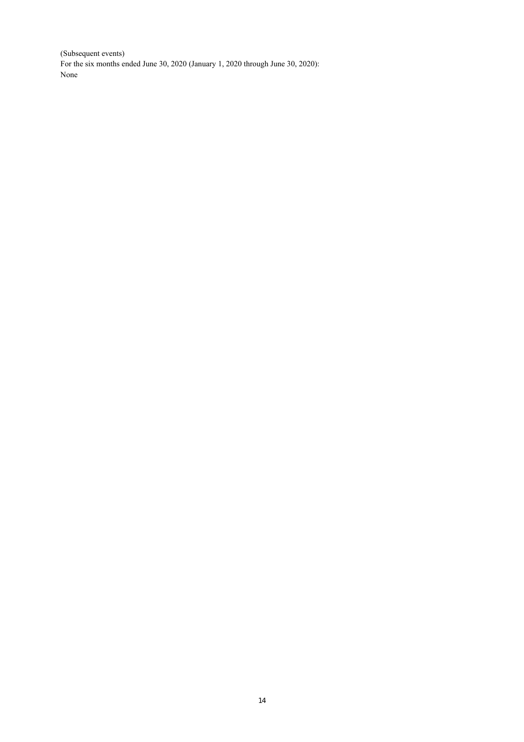(Subsequent events)

For the six months ended June 30, 2020 (January 1, 2020 through June 30, 2020):

None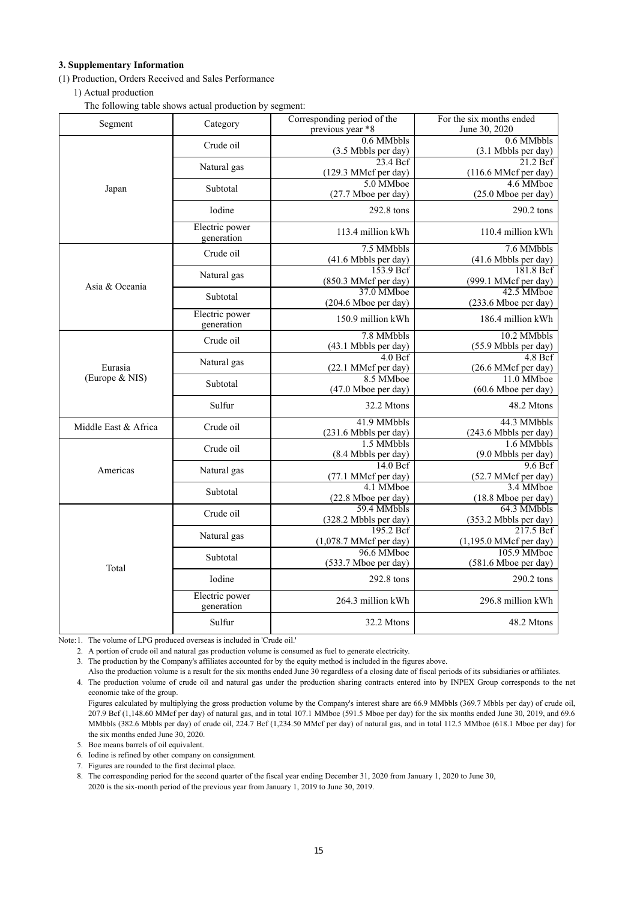### 3. Supplementary Information

(1) Production, Orders Received and Sales Performance

1) Actual production

The following table shows actual production by segment:

| Segment | Category | Corresponding period of the previous year *8 | For the six months ended June 30, 2020 |
|---|---|---|---|
| Japan | Crude oil | 0.6 MMbbls (3.5 Mbbls per day) | 0.6 MMbbls (3.1 Mbbls per day) |
| | Natural gas | 23.4 Bcf (129.3 MMcf per day) | 21.2 Bcf (116.6 MMcf per day) |
| | Subtotal | 5.0 MMboe (27.7 Mboe per day) | 4.6 MMboe (25.0 Mboe per day) |
| | Iodine | 292.8 tons | 290.2 tons |
| | Electric power generation | 113.4 million kWh | 110.4 million kWh |
| Asia & Oceania | Crude oil | 7.5 MMbbls (41.6 Mbbls per day) | 7.6 MMbbls (41.6 Mbbls per day) |
| | Natural gas | 153.9 Bcf (850.3 MMcf per day) | 181.8 Bcf (999.1 MMcf per day) |
| | Subtotal | 37.0 MMboe (204.6 Mboe per day) | 42.5 MMboe (233.6 Mboe per day) |
| | Electric power generation | 150.9 million kWh | 186.4 million kWh |
| Eurasia (Europe & NIS) | Crude oil | 7.8 MMbbls (43.1 Mbbls per day) | 10.2 MMbbls (55.9 Mbbls per day) |
| | Natural gas | 4.0 Bcf (22.1 MMcf per day) | 4.8 Bcf (26.6 MMcf per day) |
| | Subtotal | 8.5 MMboe (47.0 Mboe per day) | 11.0 MMboe (60.6 Mboe per day) |
| | Sulfur | 32.2 Mtons | 48.2 Mtons |
| Middle East & Africa | Crude oil | 41.9 MMbbls (231.6 Mbbls per day) | 44.3 MMbbls (243.6 Mbbls per day) |
| Americas | Crude oil | 1.5 MMbbls (8.4 Mbbls per day) | 1.6 MMbbls (9.0 Mbbls per day) |
| | Natural gas | 14.0 Bcf (77.1 MMcf per day) | 9.6 Bcf (52.7 MMcf per day) |
| | Subtotal | 4.1 MMboe (22.8 Mboe per day) | 3.4 MMboe (18.8 Mboe per day) |
| Total | Crude oil | 59.4 MMbbls (328.2 Mbbls per day) | 64.3 MMbbls (353.2 Mbbls per day) |
| | Natural gas | 195.2 Bcf (1,078.7 MMcf per day) | 217.5 Bcf (1,195.0 MMcf per day) |
| | Subtotal | 96.6 MMboe (533.7 Mboe per day) | 105.9 MMboe (581.6 Mboe per day) |
| | Iodine | 292.8 tons | 290.2 tons |
| | Electric power generation | 264.3 million kWh | 296.8 million kWh |
| | Sulfur | 32.2 Mtons | 48.2 Mtons |

Note: 1. The volume of LPG produced overseas is included in 'Crude oil.'

2. A portion of crude oil and natural gas production volume is consumed as fuel to generate electricity.

3. The production by the Company's affiliates accounted for by the equity method is included in the figures above.
Also the production volume is a result for the six months ended June 30 regardless of a closing date of fiscal periods of its subsidiaries or affiliates.

4. The production volume of crude oil and natural gas under the production sharing contracts entered into by INPEX Group corresponds to the net economic take of the group.
Figures calculated by multiplying the gross production volume by the Company's interest share are 66.9 MMbbls (369.7 Mbbls per day) of crude oil, 207.9 Bcf (1,148.60 MMcf per day) of natural gas, and in total 107.1 MMboe (591.5 Mboe per day) for the six months ended June 30, 2019, and 69.6 MMbbls (382.6 Mbbls per day) of crude oil, 224.7 Bcf (1,234.50 MMcf per day) of natural gas, and in total 112.5 MMboe (618.1 Mboe per day) for the six months ended June 30, 2020.

5. Boe means barrels of oil equivalent.

6. Iodine is refined by other company on consignment.

7. Figures are rounded to the first decimal place.

8. The corresponding period for the second quarter of the fiscal year ending December 31, 2020 from January 1, 2020 to June 30, 2020 is the six-month period of the previous year from January 1, 2019 to June 30, 2019.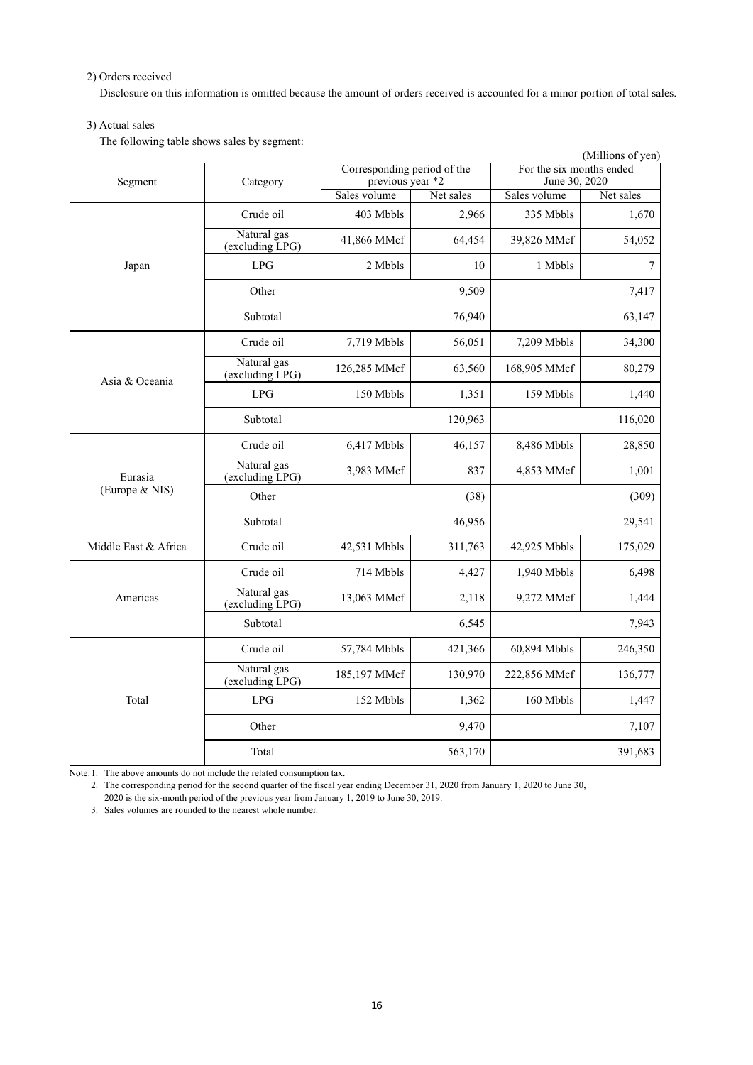2) Orders received

Disclosure on this information is omitted because the amount of orders received is accounted for a minor portion of total sales.

3) Actual sales

The following table shows sales by segment:

(Millions of yen)

| Segment | Category | Corresponding period of the previous year *2 | | For the six months ended June 30, 2020 | |
|---|---|---|---|---|---|
| | | Sales volume | Net sales | Sales volume | Net sales |
| Japan | Crude oil | 403 Mbbls | 2,966 | 335 Mbbls | 1,670 |
| | Natural gas (excluding LPG) | 41,866 MMcf | 64,454 | 39,826 MMcf | 54,052 |
| | LPG | 2 Mbbls | 10 | 1 Mbbls | 7 |
| | Other | | 9,509 | | 7,417 |
| | Subtotal | | 76,940 | | 63,147 |
| Asia & Oceania | Crude oil | 7,719 Mbbls | 56,051 | 7,209 Mbbls | 34,300 |
| | Natural gas (excluding LPG) | 126,285 MMcf | 63,560 | 168,905 MMcf | 80,279 |
| | LPG | 150 Mbbls | 1,351 | 159 Mbbls | 1,440 |
| | Subtotal | | 120,963 | | 116,020 |
| Eurasia (Europe & NIS) | Crude oil | 6,417 Mbbls | 46,157 | 8,486 Mbbls | 28,850 |
| | Natural gas (excluding LPG) | 3,983 MMcf | 837 | 4,853 MMcf | 1,001 |
| | Other | | (38) | | (309) |
| | Subtotal | | 46,956 | | 29,541 |
| Middle East & Africa | Crude oil | 42,531 Mbbls | 311,763 | 42,925 Mbbls | 175,029 |
| Americas | Crude oil | 714 Mbbls | 4,427 | 1,940 Mbbls | 6,498 |
| | Natural gas (excluding LPG) | 13,063 MMcf | 2,118 | 9,272 MMcf | 1,444 |
| | Subtotal | | 6,545 | | 7,943 |
| Total | Crude oil | 57,784 Mbbls | 421,366 | 60,894 Mbbls | 246,350 |
| | Natural gas (excluding LPG) | 185,197 MMcf | 130,970 | 222,856 MMcf | 136,777 |
| | LPG | 152 Mbbls | 1,362 | 160 Mbbls | 1,447 |
| | Other | | 9,470 | | 7,107 |
| | Total | | 563,170 | | 391,683 |

Note: 1. The above amounts do not include the related consumption tax.

2. The corresponding period for the second quarter of the fiscal year ending December 31, 2020 from January 1, 2020 to June 30, 2020 is the six-month period of the previous year from January 1, 2019 to June 30, 2019.

3. Sales volumes are rounded to the nearest whole number.